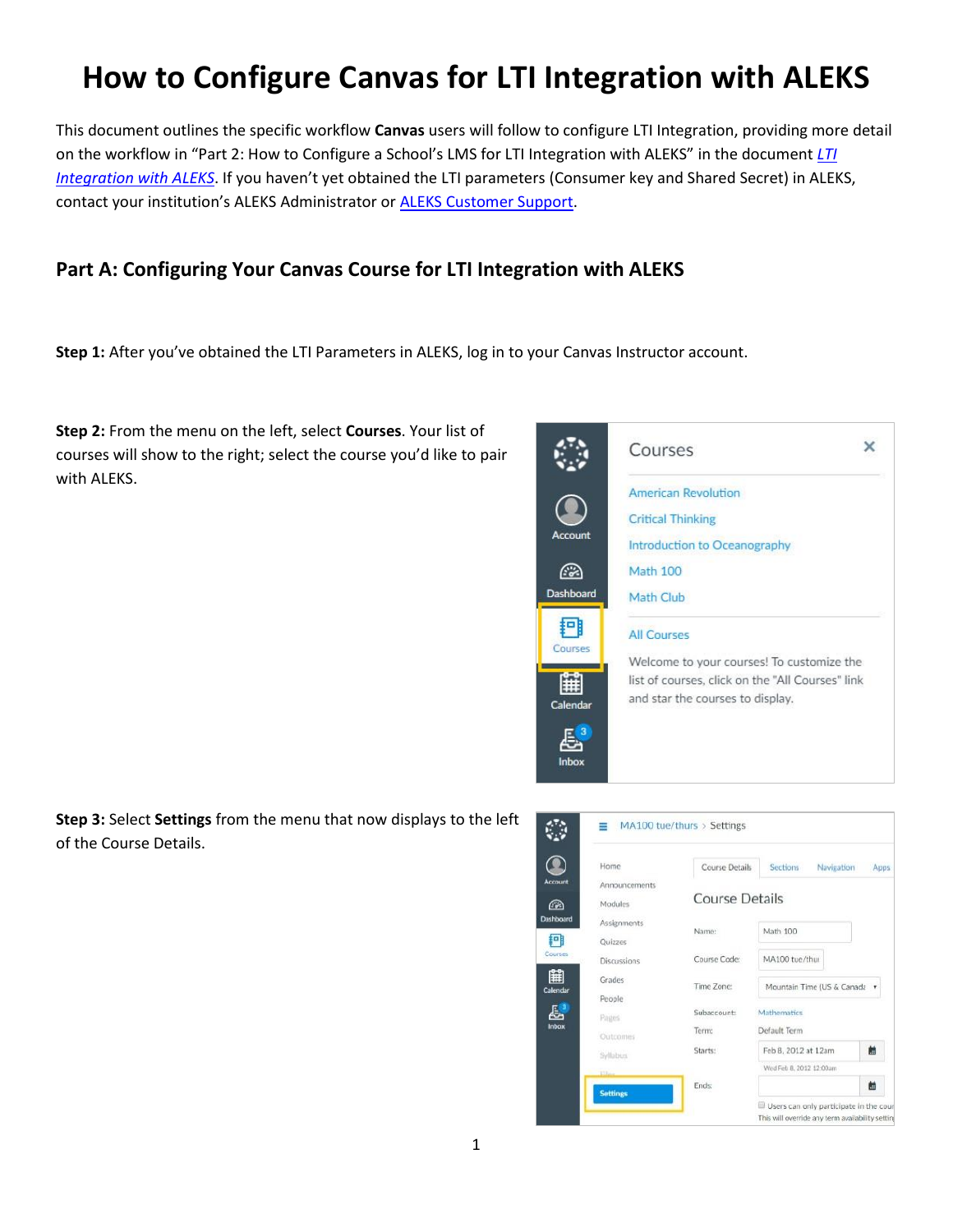# How to Configure Canvas for LTI Integration with ALEKS

This document outlines the specific workflow **Canvas** users will follow to configure LTI Integration, providing more detail on the workflow in "Part 2: How to Configure a School's LMS for LTI Integration with ALEKS" in the document *LTI Integration with ALEKS*. If you haven't yet obtained the LTI parameters (Consumer key and Shared Secret) in ALEKS, contact your institution's ALEKS Administrator or ALEKS Customer Support.

## Part A: Configuring Your Canvas Course for LTI Integration with ALEKS

**Step 1:** After you've obtained the LTI Parameters in ALEKS, log in to your Canvas Instructor account.

**Step 2:** From the menu on the left, select **Courses**. Your list of courses will show to the right; select the course you'd like to pair with ALEKS.

**Step 3:** Select **Settings** from the menu that now displays to the left of the Course Details.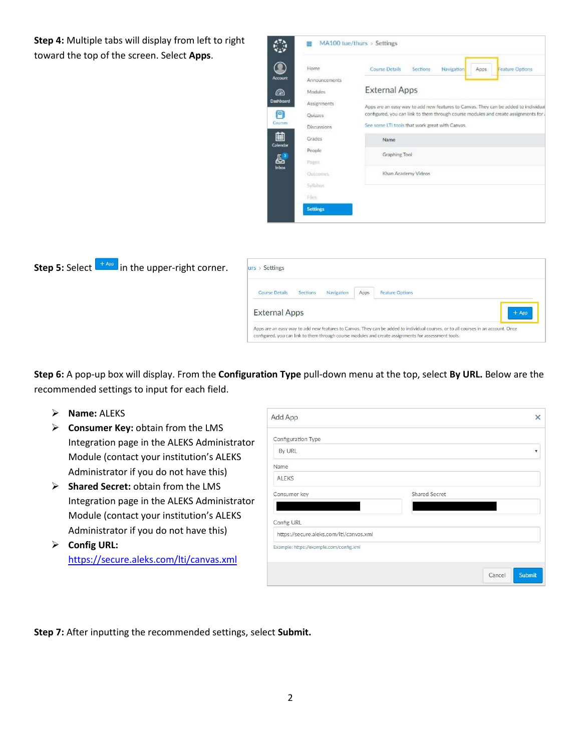**Step 4:** Multiple tabs will display from left to right toward the top of the screen. Select **Apps**.

**Step 5:** Select + App in the upper-right corner.

**Step 6:** A pop-up box will display. From the **Configuration Type** pull-down menu at the top, select **By URL.** Below are the recommended settings to input for each field.

- **Name:** ALEKS
- **Consumer Key:** obtain from the LMS Integration page in the ALEKS Administrator Module (contact your institution's ALEKS Administrator if you do not have this)
- **Shared Secret:** obtain from the LMS Integration page in the ALEKS Administrator Module (contact your institution's ALEKS Administrator if you do not have this)
- **Config URL:** https://secure.aleks.com/lti/canvas.xml

**Step 7:** After inputting the recommended settings, select **Submit.**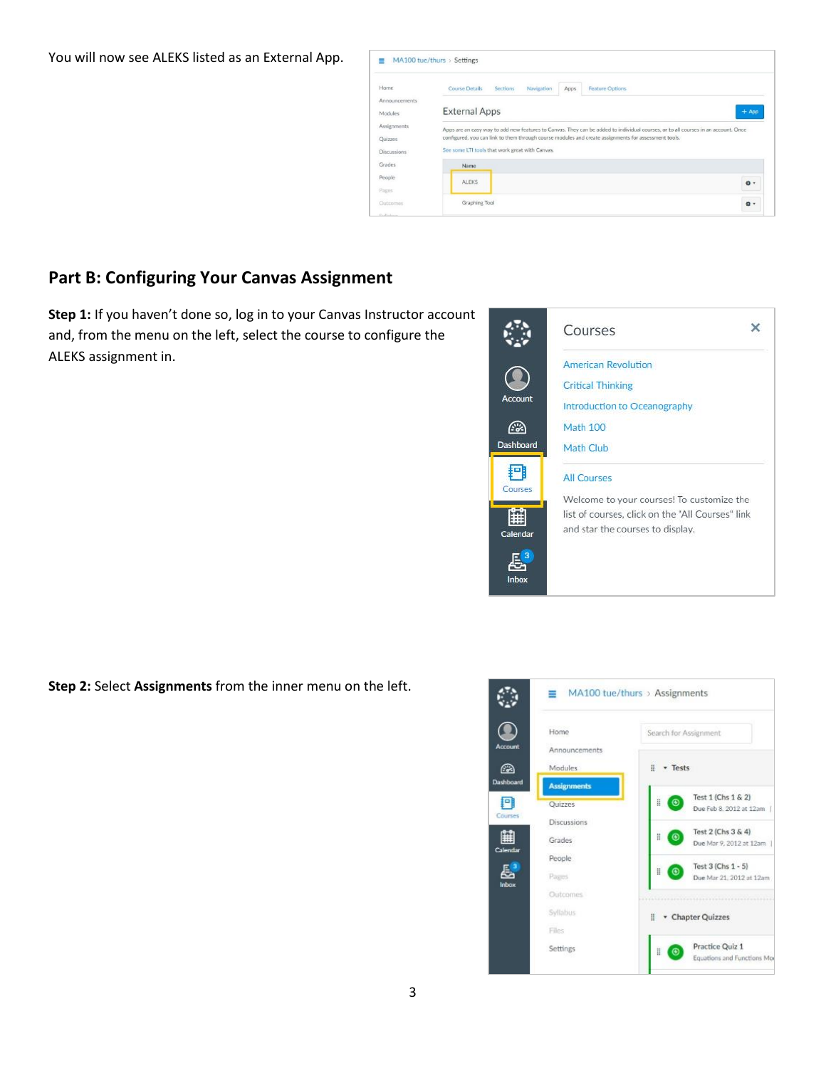You will now see ALEKS listed as an External App.

## Part B: Configuring Your Canvas Assignment

**Step 1:** If you haven't done so, log in to your Canvas Instructor account and, from the menu on the left, select the course to configure the ALEKS assignment in.

**Step 2:** Select **Assignments** from the inner menu on the left.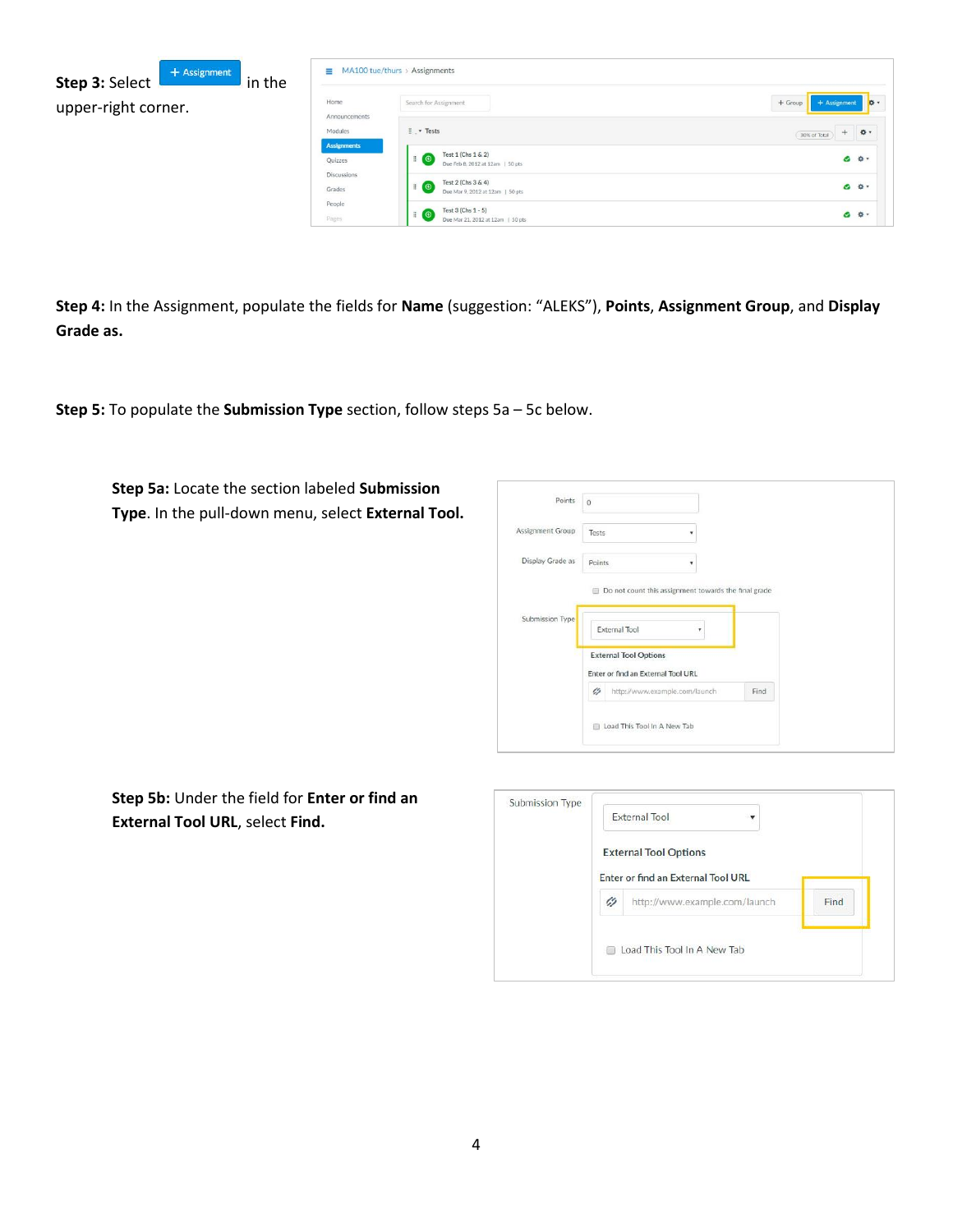**Step 3:** Select **+ Assignment** in the upper-right corner.

**Step 4:** In the Assignment, populate the fields for **Name** (suggestion: "ALEKS"), **Points**, **Assignment Group**, and **Display Grade as.**

**Step 5:** To populate the **Submission Type** section, follow steps 5a – 5c below.

**Step 5a:** Locate the section labeled **Submission Type**. In the pull-down menu, select **External Tool.**

**Step 5b:** Under the field for **Enter or find an External Tool URL**, select **Find.**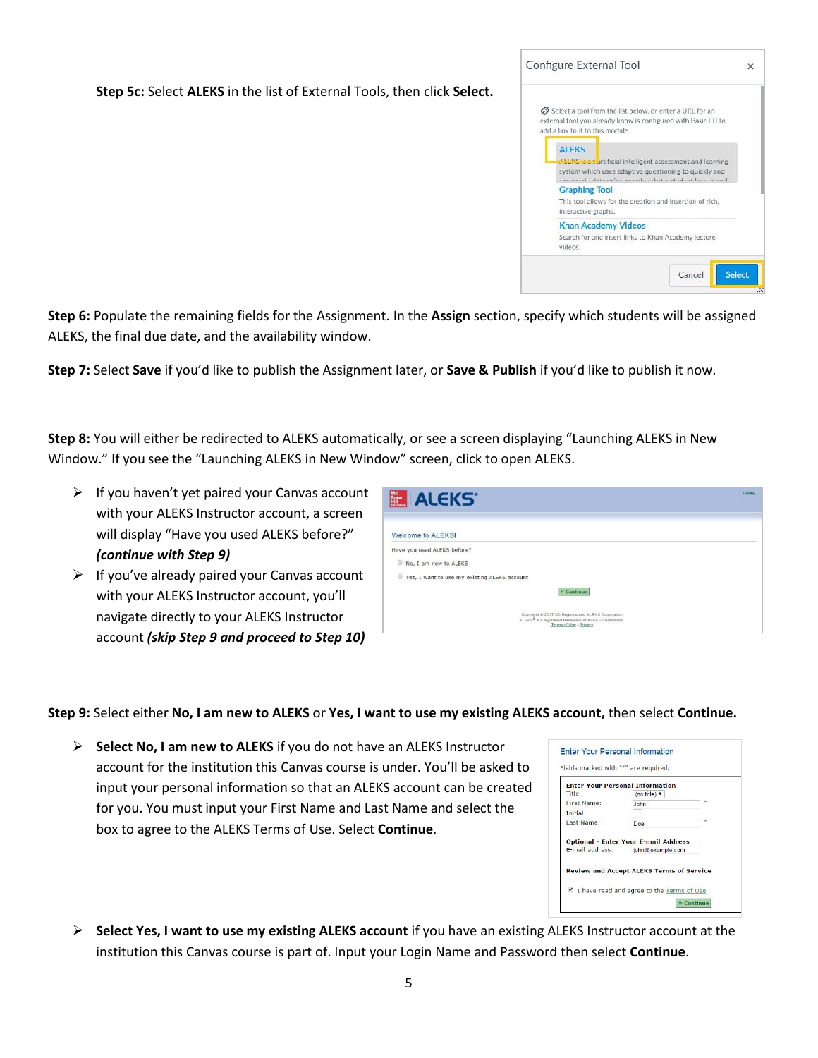**Step 5c:** Select **ALEKS** in the list of External Tools, then click **Select.**

**Step 6:** Populate the remaining fields for the Assignment. In the **Assign** section, specify which students will be assigned ALEKS, the final due date, and the availability window.

**Step 7:** Select **Save** if you'd like to publish the Assignment later, or **Save & Publish** if you'd like to publish it now.

**Step 8:** You will either be redirected to ALEKS automatically, or see a screen displaying "Launching ALEKS in New Window." If you see the "Launching ALEKS in New Window" screen, click to open ALEKS.

- If you haven't yet paired your Canvas account with your ALEKS Instructor account, a screen will display "Have you used ALEKS before?" ***(continue with Step 9)***
- If you've already paired your Canvas account with your ALEKS Instructor account, you'll navigate directly to your ALEKS Instructor account ***(skip Step 9 and proceed to Step 10)***

**Step 9:** Select either **No, I am new to ALEKS** or **Yes, I want to use my existing ALEKS account,** then select **Continue.**

- **Select No, I am new to ALEKS** if you do not have an ALEKS Instructor account for the institution this Canvas course is under. You'll be asked to input your personal information so that an ALEKS account can be created for you. You must input your First Name and Last Name and select the box to agree to the ALEKS Terms of Use. Select **Continue**.
- **Select Yes, I want to use my existing ALEKS account** if you have an existing ALEKS Instructor account at the institution this Canvas course is part of. Input your Login Name and Password then select **Continue**.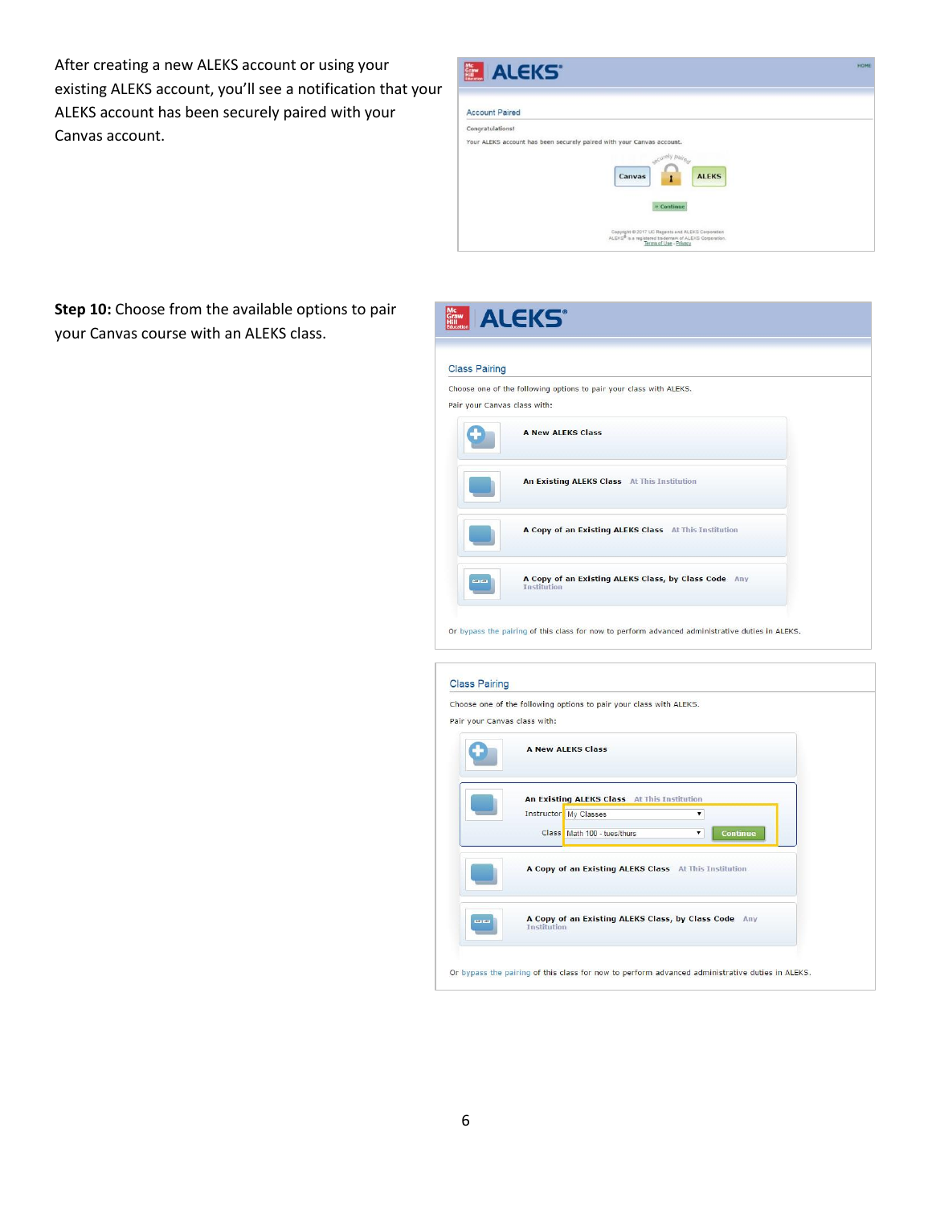After creating a new ALEKS account or using your existing ALEKS account, you'll see a notification that your ALEKS account has been securely paired with your Canvas account.

**Step 10:** Choose from the available options to pair your Canvas course with an ALEKS class.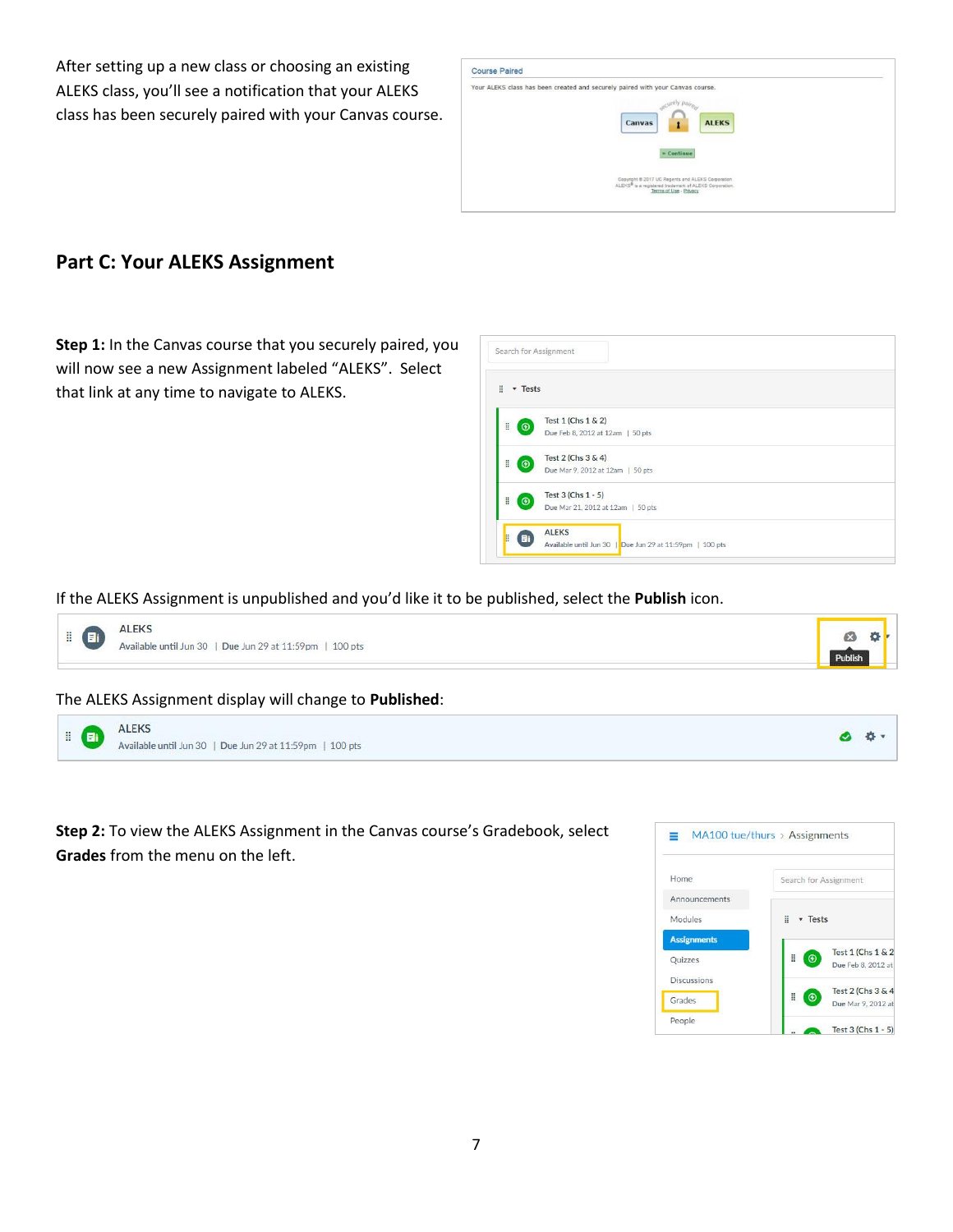After setting up a new class or choosing an existing ALEKS class, you'll see a notification that your ALEKS class has been securely paired with your Canvas course.

## Part C: Your ALEKS Assignment

**Step 1:** In the Canvas course that you securely paired, you will now see a new Assignment labeled "ALEKS". Select that link at any time to navigate to ALEKS.

If the ALEKS Assignment is unpublished and you'd like it to be published, select the **Publish** icon.

The ALEKS Assignment display will change to **Published**:

**Step 2:** To view the ALEKS Assignment in the Canvas course's Gradebook, select **Grades** from the menu on the left.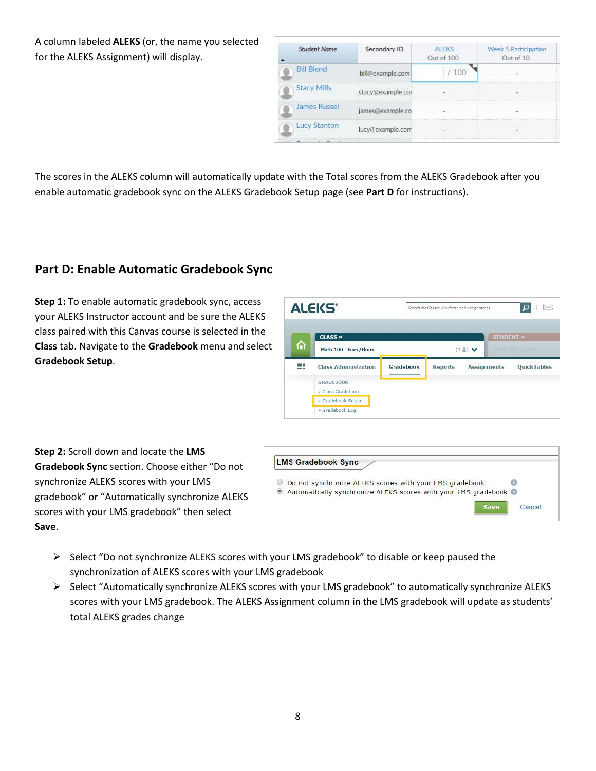A column labeled **ALEKS** (or, the name you selected for the ALEKS Assignment) will display.

The scores in the ALEKS column will automatically update with the Total scores from the ALEKS Gradebook after you enable automatic gradebook sync on the ALEKS Gradebook Setup page (see **Part D** for instructions).

## Part D: Enable Automatic Gradebook Sync

**Step 1:** To enable automatic gradebook sync, access your ALEKS Instructor account and be sure the ALEKS class paired with this Canvas course is selected in the **Class** tab. Navigate to the **Gradebook** menu and select **Gradebook Setup**.

**Step 2:** Scroll down and locate the **LMS Gradebook Sync** section. Choose either "Do not synchronize ALEKS scores with your LMS gradebook" or "Automatically synchronize ALEKS scores with your LMS gradebook" then select **Save**.

- Select "Do not synchronize ALEKS scores with your LMS gradebook" to disable or keep paused the synchronization of ALEKS scores with your LMS gradebook
- Select "Automatically synchronize ALEKS scores with your LMS gradebook" to automatically synchronize ALEKS scores with your LMS gradebook. The ALEKS Assignment column in the LMS gradebook will update as students' total ALEKS grades change